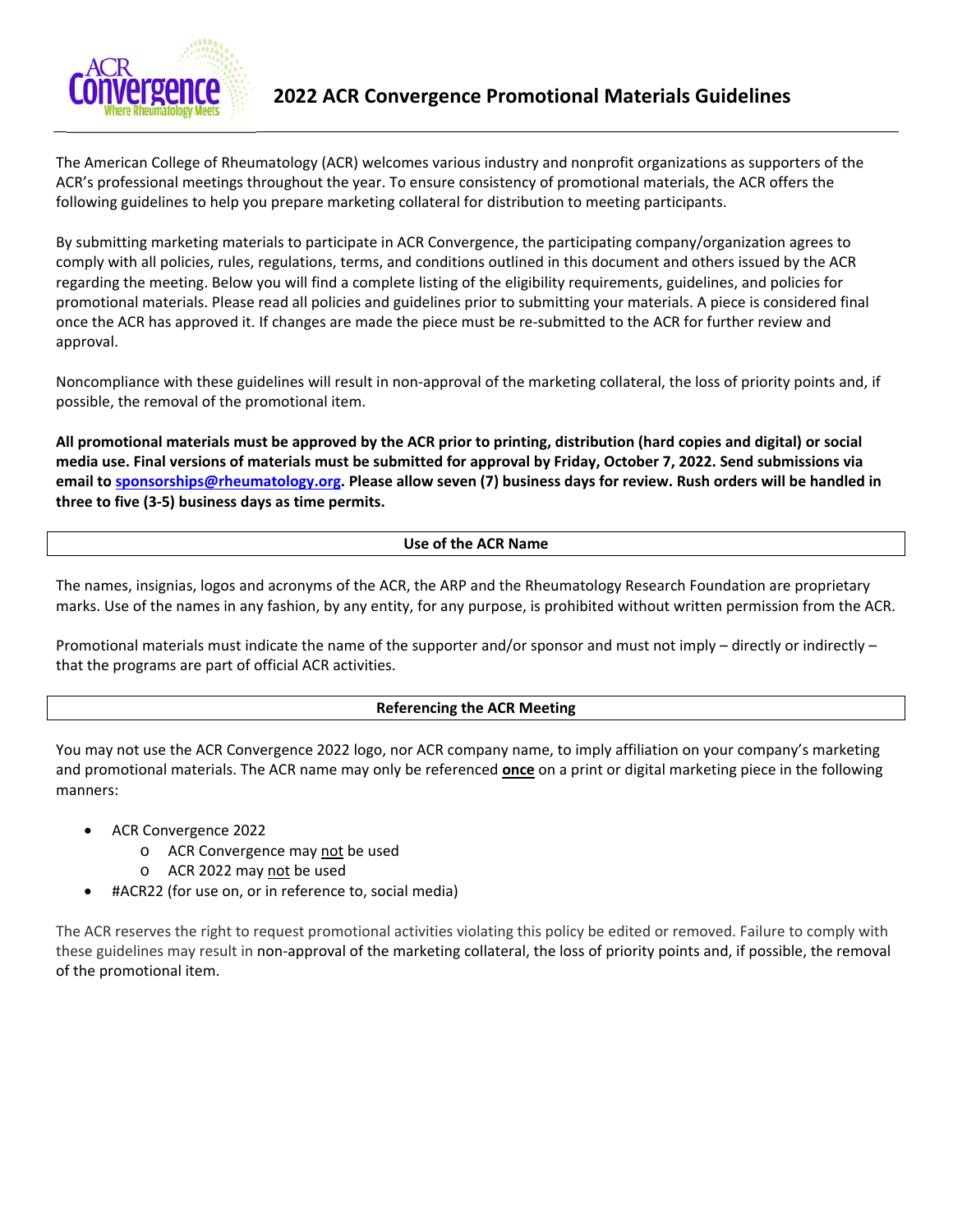# 2022 ACR Convergence Promotional Materials Guidelines

The American College of Rheumatology (ACR) welcomes various industry and nonprofit organizations as supporters of the ACR's professional meetings throughout the year. To ensure consistency of promotional materials, the ACR offers the following guidelines to help you prepare marketing collateral for distribution to meeting participants.

By submitting marketing materials to participate in ACR Convergence, the participating company/organization agrees to comply with all policies, rules, regulations, terms, and conditions outlined in this document and others issued by the ACR regarding the meeting. Below you will find a complete listing of the eligibility requirements, guidelines, and policies for promotional materials. Please read all policies and guidelines prior to submitting your materials. A piece is considered final once the ACR has approved it. If changes are made the piece must be re-submitted to the ACR for further review and approval.

Noncompliance with these guidelines will result in non-approval of the marketing collateral, the loss of priority points and, if possible, the removal of the promotional item.

**All promotional materials must be approved by the ACR prior to printing, distribution (hard copies and digital) or social media use. Final versions of materials must be submitted for approval by Friday, October 7, 2022. Send submissions via email to sponsorships@rheumatology.org. Please allow seven (7) business days for review. Rush orders will be handled in three to five (3-5) business days as time permits.**

## Use of the ACR Name

The names, insignias, logos and acronyms of the ACR, the ARP and the Rheumatology Research Foundation are proprietary marks. Use of the names in any fashion, by any entity, for any purpose, is prohibited without written permission from the ACR.

Promotional materials must indicate the name of the supporter and/or sponsor and must not imply – directly or indirectly – that the programs are part of official ACR activities.

## Referencing the ACR Meeting

You may not use the ACR Convergence 2022 logo, nor ACR company name, to imply affiliation on your company's marketing and promotional materials. The ACR name may only be referenced **once** on a print or digital marketing piece in the following manners:

- ACR Convergence 2022
  - ACR Convergence may not be used
  - ACR 2022 may not be used
- #ACR22 (for use on, or in reference to, social media)

The ACR reserves the right to request promotional activities violating this policy be edited or removed. Failure to comply with these guidelines may result in non-approval of the marketing collateral, the loss of priority points and, if possible, the removal of the promotional item.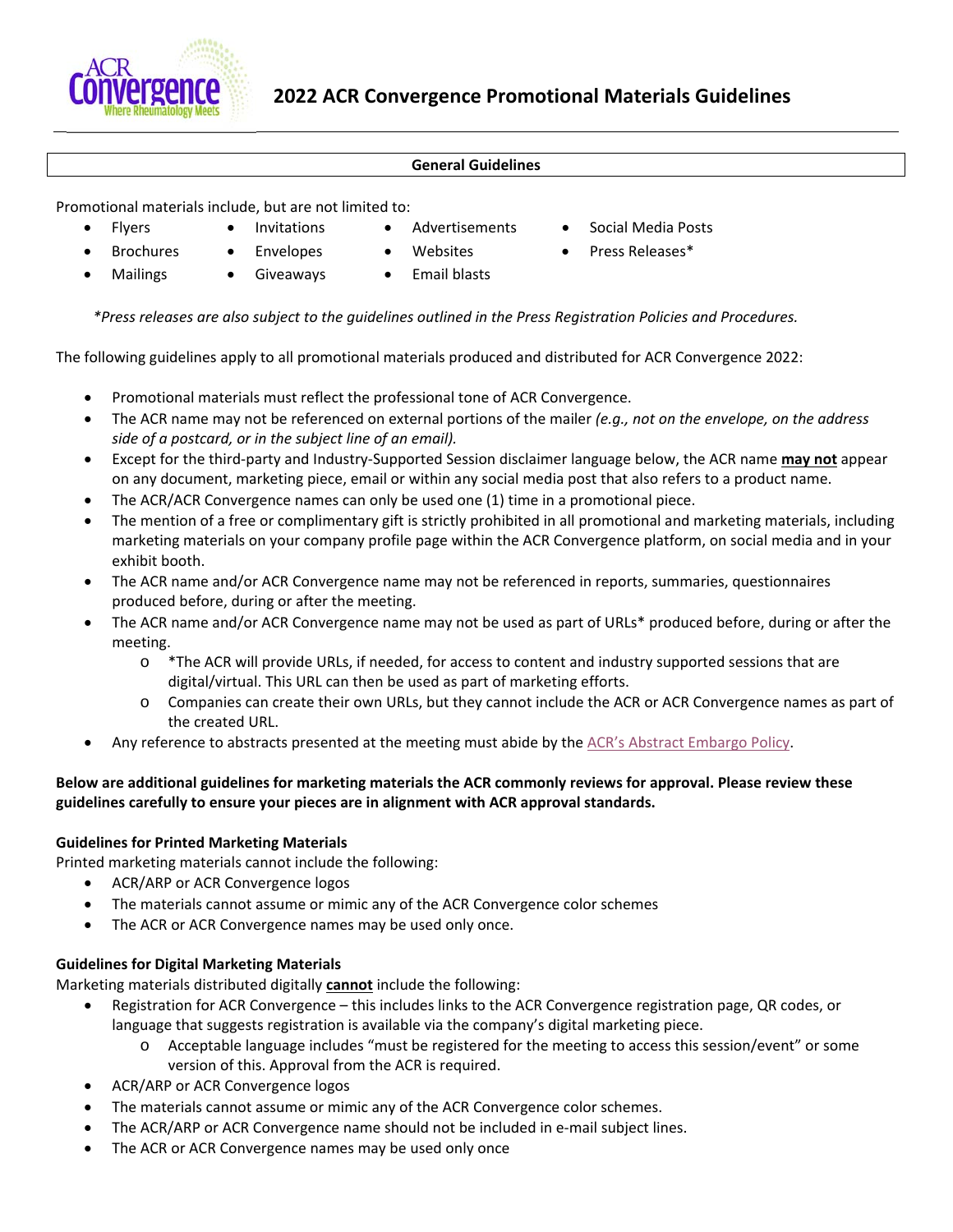# 2022 ACR Convergence Promotional Materials Guidelines

## General Guidelines

Promotional materials include, but are not limited to:

- Flyers
- Brochures
- Mailings
- Invitations
- Envelopes
- Giveaways
- Advertisements
- Websites
- Email blasts
- Social Media Posts
- Press Releases*

*\*Press releases are also subject to the guidelines outlined in the Press Registration Policies and Procedures.*

The following guidelines apply to all promotional materials produced and distributed for ACR Convergence 2022:

- Promotional materials must reflect the professional tone of ACR Convergence.
- The ACR name may not be referenced on external portions of the mailer *(e.g., not on the envelope, on the address side of a postcard, or in the subject line of an email).*
- Except for the third-party and Industry-Supported Session disclaimer language below, the ACR name **may not** appear on any document, marketing piece, email or within any social media post that also refers to a product name.
- The ACR/ACR Convergence names can only be used one (1) time in a promotional piece.
- The mention of a free or complimentary gift is strictly prohibited in all promotional and marketing materials, including marketing materials on your company profile page within the ACR Convergence platform, on social media and in your exhibit booth.
- The ACR name and/or ACR Convergence name may not be referenced in reports, summaries, questionnaires produced before, during or after the meeting.
- The ACR name and/or ACR Convergence name may not be used as part of URLs* produced before, during or after the meeting.
  - *The ACR will provide URLs, if needed, for access to content and industry supported sessions that are digital/virtual. This URL can then be used as part of marketing efforts.
  - Companies can create their own URLs, but they cannot include the ACR or ACR Convergence names as part of the created URL.
- Any reference to abstracts presented at the meeting must abide by the ACR's Abstract Embargo Policy.

**Below are additional guidelines for marketing materials the ACR commonly reviews for approval. Please review these guidelines carefully to ensure your pieces are in alignment with ACR approval standards.**

### Guidelines for Printed Marketing Materials

Printed marketing materials cannot include the following:

- ACR/ARP or ACR Convergence logos
- The materials cannot assume or mimic any of the ACR Convergence color schemes
- The ACR or ACR Convergence names may be used only once.

### Guidelines for Digital Marketing Materials

Marketing materials distributed digitally **cannot** include the following:

- Registration for ACR Convergence – this includes links to the ACR Convergence registration page, QR codes, or language that suggests registration is available via the company's digital marketing piece.
  - Acceptable language includes "must be registered for the meeting to access this session/event" or some version of this. Approval from the ACR is required.
- ACR/ARP or ACR Convergence logos
- The materials cannot assume or mimic any of the ACR Convergence color schemes.
- The ACR/ARP or ACR Convergence name should not be included in e-mail subject lines.
- The ACR or ACR Convergence names may be used only once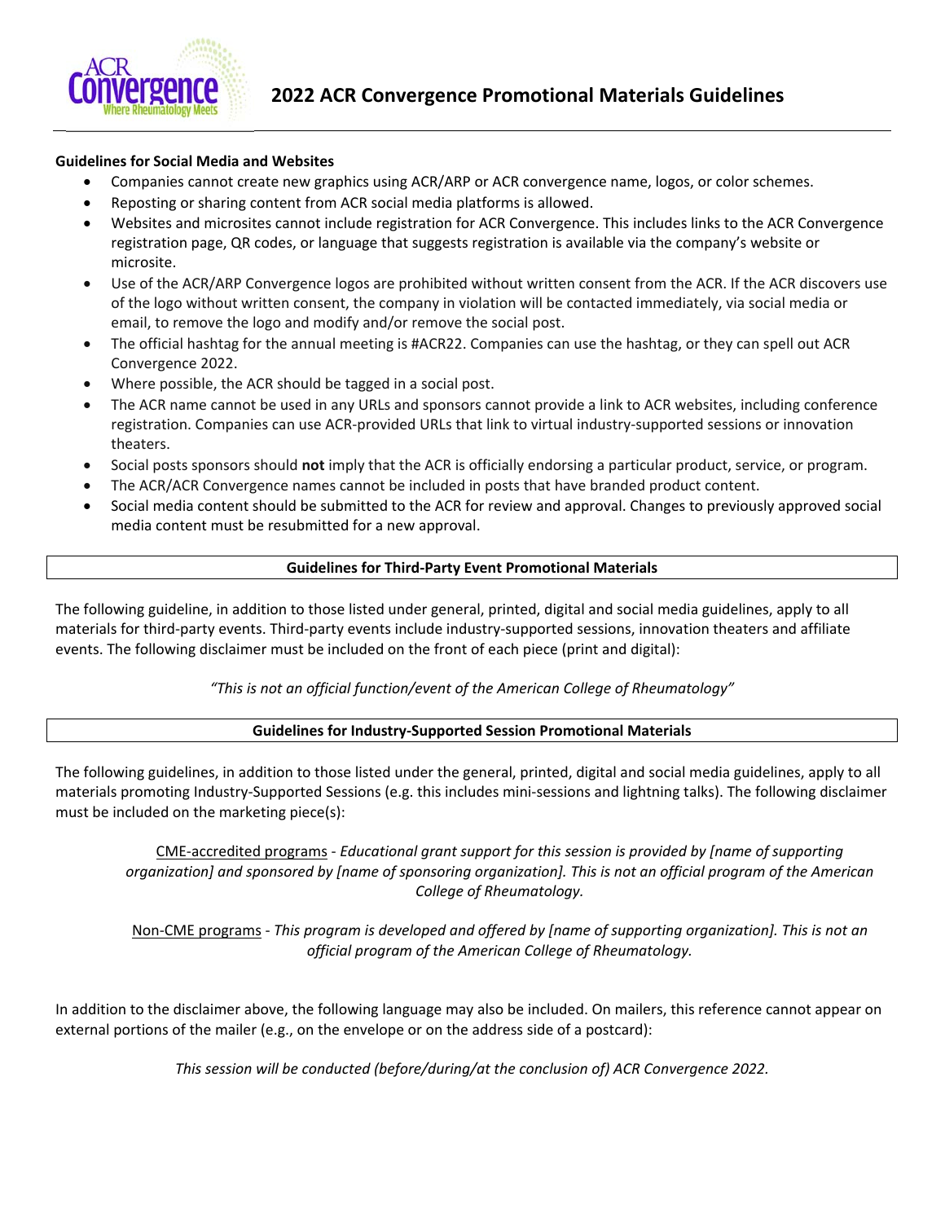# 2022 ACR Convergence Promotional Materials Guidelines

**Guidelines for Social Media and Websites**

- Companies cannot create new graphics using ACR/ARP or ACR convergence name, logos, or color schemes.
- Reposting or sharing content from ACR social media platforms is allowed.
- Websites and microsites cannot include registration for ACR Convergence. This includes links to the ACR Convergence registration page, QR codes, or language that suggests registration is available via the company's website or microsite.
- Use of the ACR/ARP Convergence logos are prohibited without written consent from the ACR. If the ACR discovers use of the logo without written consent, the company in violation will be contacted immediately, via social media or email, to remove the logo and modify and/or remove the social post.
- The official hashtag for the annual meeting is #ACR22. Companies can use the hashtag, or they can spell out ACR Convergence 2022.
- Where possible, the ACR should be tagged in a social post.
- The ACR name cannot be used in any URLs and sponsors cannot provide a link to ACR websites, including conference registration. Companies can use ACR-provided URLs that link to virtual industry-supported sessions or innovation theaters.
- Social posts sponsors should **not** imply that the ACR is officially endorsing a particular product, service, or program.
- The ACR/ACR Convergence names cannot be included in posts that have branded product content.
- Social media content should be submitted to the ACR for review and approval. Changes to previously approved social media content must be resubmitted for a new approval.

**Guidelines for Third-Party Event Promotional Materials**

The following guideline, in addition to those listed under general, printed, digital and social media guidelines, apply to all materials for third-party events. Third-party events include industry-supported sessions, innovation theaters and affiliate events. The following disclaimer must be included on the front of each piece (print and digital):

*"This is not an official function/event of the American College of Rheumatology"*

**Guidelines for Industry-Supported Session Promotional Materials**

The following guidelines, in addition to those listed under the general, printed, digital and social media guidelines, apply to all materials promoting Industry-Supported Sessions (e.g. this includes mini-sessions and lightning talks). The following disclaimer must be included on the marketing piece(s):

CME-accredited programs - *Educational grant support for this session is provided by [name of supporting organization] and sponsored by [name of sponsoring organization]. This is not an official program of the American College of Rheumatology.*

Non-CME programs - *This program is developed and offered by [name of supporting organization]. This is not an official program of the American College of Rheumatology.*

In addition to the disclaimer above, the following language may also be included. On mailers, this reference cannot appear on external portions of the mailer (e.g., on the envelope or on the address side of a postcard):

*This session will be conducted (before/during/at the conclusion of) ACR Convergence 2022.*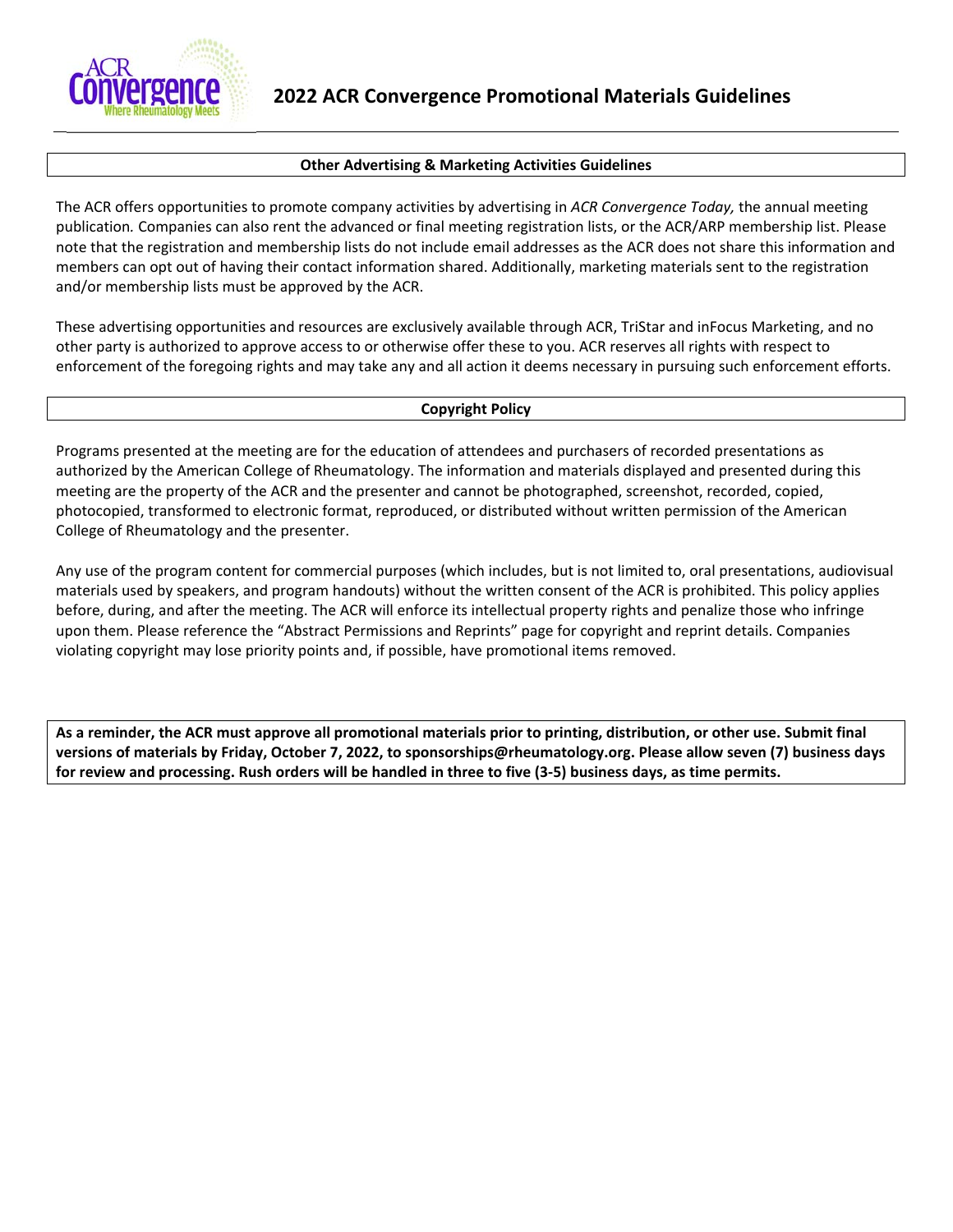# 2022 ACR Convergence Promotional Materials Guidelines

## Other Advertising & Marketing Activities Guidelines

The ACR offers opportunities to promote company activities by advertising in *ACR Convergence Today,* the annual meeting publication. Companies can also rent the advanced or final meeting registration lists, or the ACR/ARP membership list. Please note that the registration and membership lists do not include email addresses as the ACR does not share this information and members can opt out of having their contact information shared. Additionally, marketing materials sent to the registration and/or membership lists must be approved by the ACR.

These advertising opportunities and resources are exclusively available through ACR, TriStar and inFocus Marketing, and no other party is authorized to approve access to or otherwise offer these to you. ACR reserves all rights with respect to enforcement of the foregoing rights and may take any and all action it deems necessary in pursuing such enforcement efforts.

## Copyright Policy

Programs presented at the meeting are for the education of attendees and purchasers of recorded presentations as authorized by the American College of Rheumatology. The information and materials displayed and presented during this meeting are the property of the ACR and the presenter and cannot be photographed, screenshot, recorded, copied, photocopied, transformed to electronic format, reproduced, or distributed without written permission of the American College of Rheumatology and the presenter.

Any use of the program content for commercial purposes (which includes, but is not limited to, oral presentations, audiovisual materials used by speakers, and program handouts) without the written consent of the ACR is prohibited. This policy applies before, during, and after the meeting. The ACR will enforce its intellectual property rights and penalize those who infringe upon them. Please reference the "Abstract Permissions and Reprints" page for copyright and reprint details. Companies violating copyright may lose priority points and, if possible, have promotional items removed.

**As a reminder, the ACR must approve all promotional materials prior to printing, distribution, or other use. Submit final versions of materials by Friday, October 7, 2022, to sponsorships@rheumatology.org. Please allow seven (7) business days for review and processing. Rush orders will be handled in three to five (3-5) business days, as time permits.**